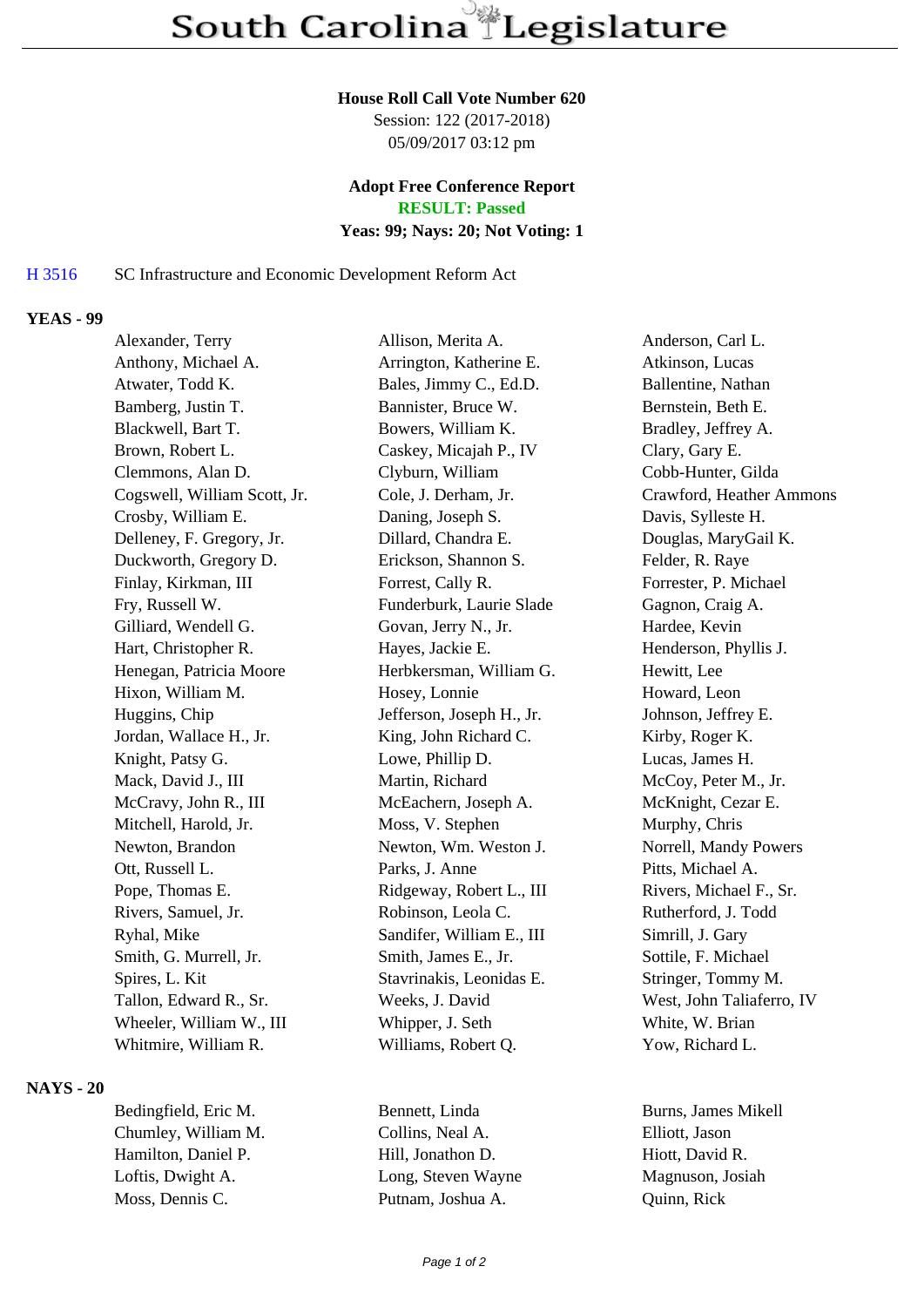# South Carolina Legislature

**House Roll Call Vote Number 620**
Session: 122 (2017-2018)
05/09/2017 03:12 pm

**Adopt Free Conference Report**
**RESULT: Passed**
**Yeas: 99; Nays: 20; Not Voting: 1**

H 3516 SC Infrastructure and Economic Development Reform Act

## YEAS - 99

| | | |
|---|---|---|
| Alexander, Terry | Allison, Merita A. | Anderson, Carl L. |
| Anthony, Michael A. | Arrington, Katherine E. | Atkinson, Lucas |
| Atwater, Todd K. | Bales, Jimmy C., Ed.D. | Ballentine, Nathan |
| Bamberg, Justin T. | Bannister, Bruce W. | Bernstein, Beth E. |
| Blackwell, Bart T. | Bowers, William K. | Bradley, Jeffrey A. |
| Brown, Robert L. | Caskey, Micajah P., IV | Clary, Gary E. |
| Clemmons, Alan D. | Clyburn, William | Cobb-Hunter, Gilda |
| Cogswell, William Scott, Jr. | Cole, J. Derham, Jr. | Crawford, Heather Ammons |
| Crosby, William E. | Daning, Joseph S. | Davis, Sylleste H. |
| Delleney, F. Gregory, Jr. | Dillard, Chandra E. | Douglas, MaryGail K. |
| Duckworth, Gregory D. | Erickson, Shannon S. | Felder, R. Raye |
| Finlay, Kirkman, III | Forrest, Cally R. | Forrester, P. Michael |
| Fry, Russell W. | Funderburk, Laurie Slade | Gagnon, Craig A. |
| Gilliard, Wendell G. | Govan, Jerry N., Jr. | Hardee, Kevin |
| Hart, Christopher R. | Hayes, Jackie E. | Henderson, Phyllis J. |
| Henegan, Patricia Moore | Herbkersman, William G. | Hewitt, Lee |
| Hixon, William M. | Hosey, Lonnie | Howard, Leon |
| Huggins, Chip | Jefferson, Joseph H., Jr. | Johnson, Jeffrey E. |
| Jordan, Wallace H., Jr. | King, John Richard C. | Kirby, Roger K. |
| Knight, Patsy G. | Lowe, Phillip D. | Lucas, James H. |
| Mack, David J., III | Martin, Richard | McCoy, Peter M., Jr. |
| McCravy, John R., III | McEachern, Joseph A. | McKnight, Cezar E. |
| Mitchell, Harold, Jr. | Moss, V. Stephen | Murphy, Chris |
| Newton, Brandon | Newton, Wm. Weston J. | Norrell, Mandy Powers |
| Ott, Russell L. | Parks, J. Anne | Pitts, Michael A. |
| Pope, Thomas E. | Ridgeway, Robert L., III | Rivers, Michael F., Sr. |
| Rivers, Samuel, Jr. | Robinson, Leola C. | Rutherford, J. Todd |
| Ryhal, Mike | Sandifer, William E., III | Simrill, J. Gary |
| Smith, G. Murrell, Jr. | Smith, James E., Jr. | Sottile, F. Michael |
| Spires, L. Kit | Stavrinakis, Leonidas E. | Stringer, Tommy M. |
| Tallon, Edward R., Sr. | Weeks, J. David | West, John Taliaferro, IV |
| Wheeler, William W., III | Whipper, J. Seth | White, W. Brian |
| Whitmire, William R. | Williams, Robert Q. | Yow, Richard L. |

## NAYS - 20

| | | |
|---|---|---|
| Bedingfield, Eric M. | Bennett, Linda | Burns, James Mikell |
| Chumley, William M. | Collins, Neal A. | Elliott, Jason |
| Hamilton, Daniel P. | Hill, Jonathon D. | Hiott, David R. |
| Loftis, Dwight A. | Long, Steven Wayne | Magnuson, Josiah |
| Moss, Dennis C. | Putnam, Joshua A. | Quinn, Rick |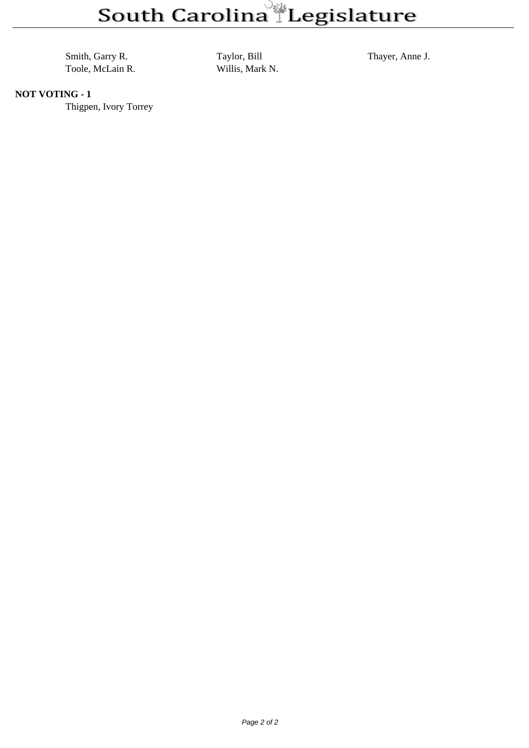| | | |
|---|---|---|
| Smith, Garry R. | Taylor, Bill | Thayer, Anne J. |
| Toole, McLain R. | Willis, Mark N. | |

**NOT VOTING - 1**

Thigpen, Ivory Torrey